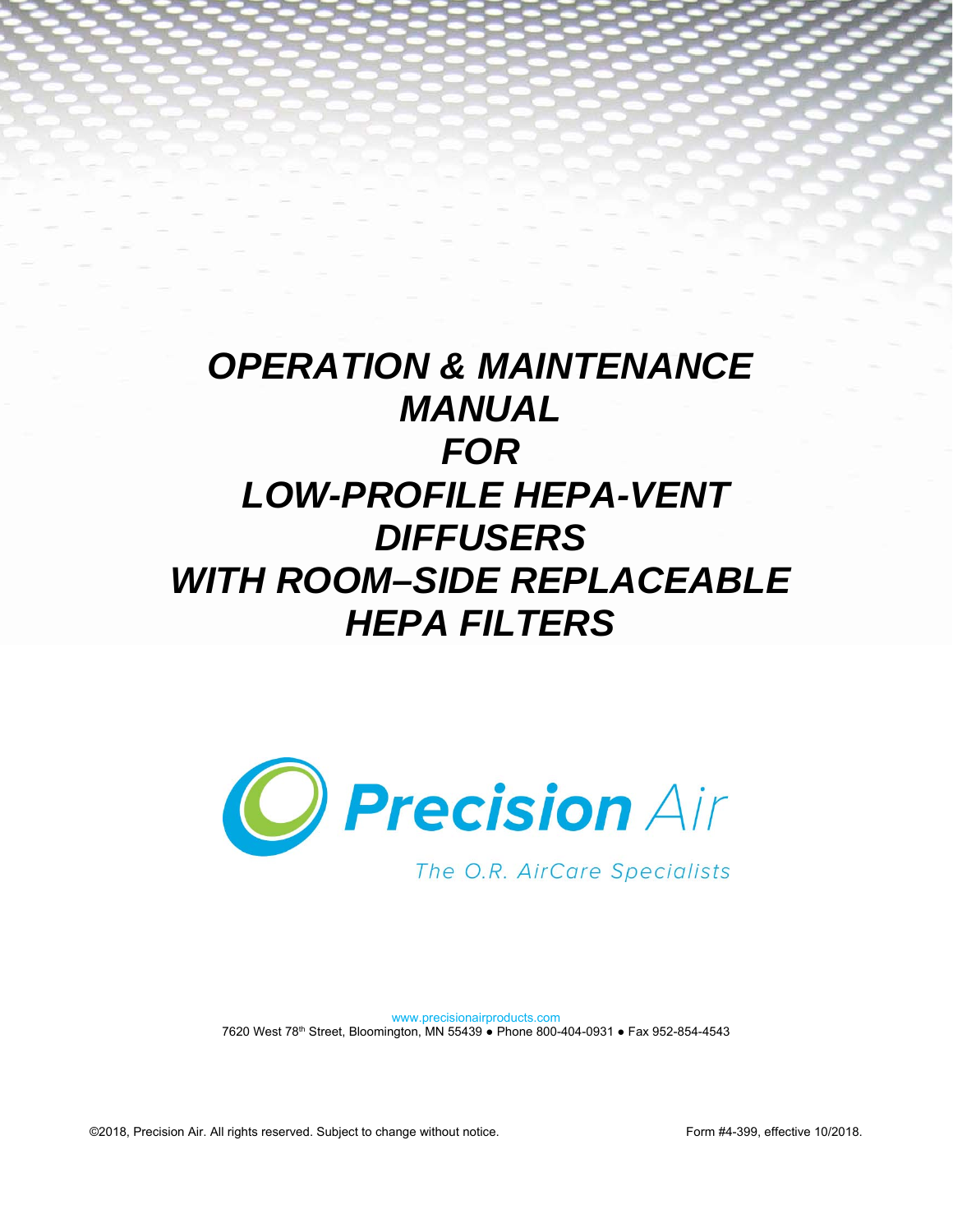# *OPERATION & MAINTENANCE MANUAL FOR LOW-PROFILE HEPA-VENT DIFFUSERS WITH ROOM–SIDE REPLACEABLE HEPA FILTERS*

**Precision** Air

The O.R. AirCare Specialists

www.precisionairproducts.com

7620 West 78th Street, Bloomington, MN 55439 ● Phone 800-404-0931 ● Fax 952-854-4543

©2018, Precision Air. All rights reserved. Subject to change without notice.

Form #4-399, effective 10/2018.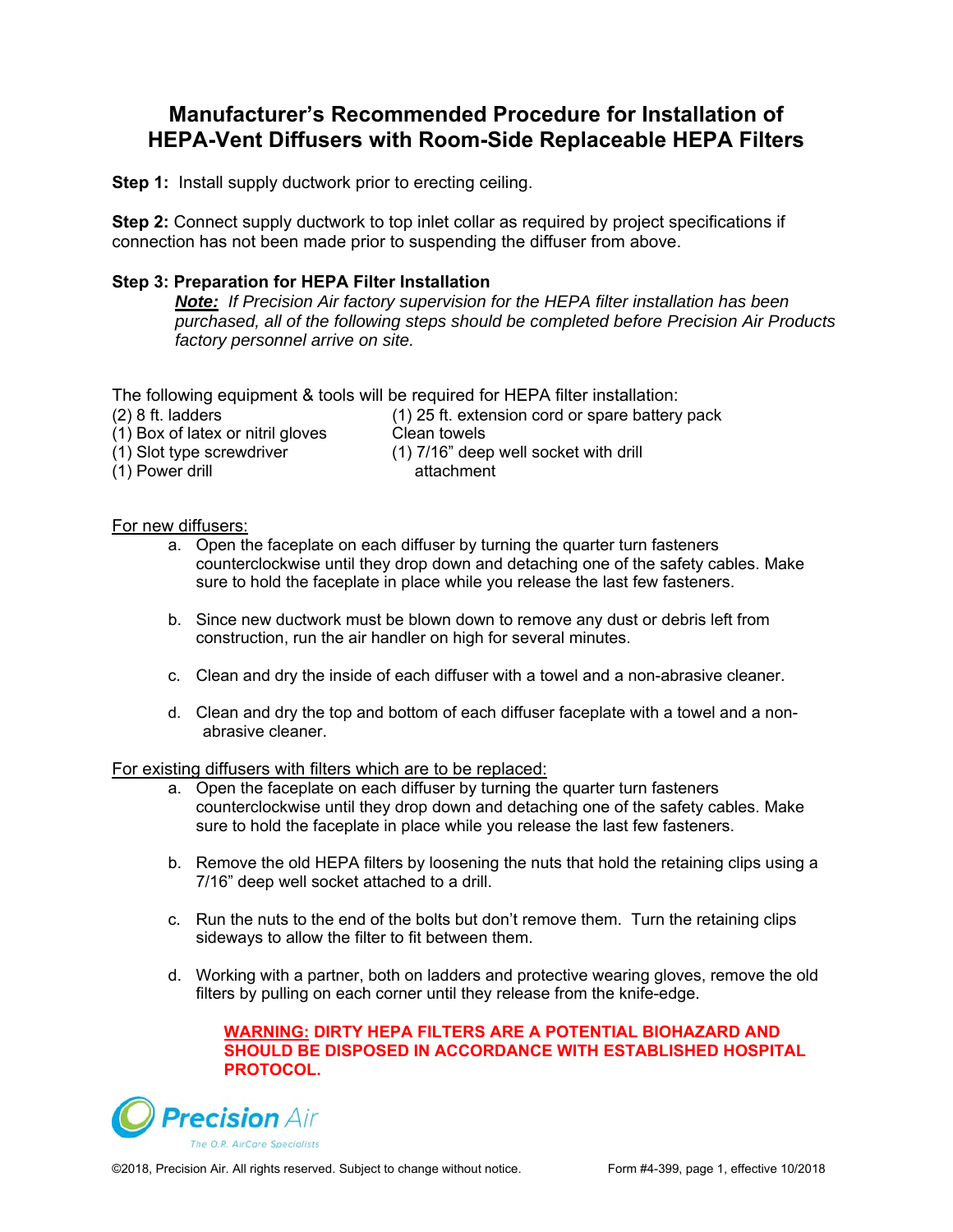# Manufacturer's Recommended Procedure for Installation of HEPA-Vent Diffusers with Room-Side Replaceable HEPA Filters

**Step 1:** Install supply ductwork prior to erecting ceiling.

**Step 2:** Connect supply ductwork to top inlet collar as required by project specifications if connection has not been made prior to suspending the diffuser from above.

**Step 3: Preparation for HEPA Filter Installation**

> ***Note:*** *If Precision Air factory supervision for the HEPA filter installation has been purchased, all of the following steps should be completed before Precision Air Products factory personnel arrive on site.*

The following equipment & tools will be required for HEPA filter installation:

- (2) 8 ft. ladders
- (1) Box of latex or nitril gloves
- (1) Slot type screwdriver
- (1) Power drill
- (1) 25 ft. extension cord or spare battery pack
- Clean towels
- (1) 7/16" deep well socket with drill attachment

For new diffusers:

a. Open the faceplate on each diffuser by turning the quarter turn fasteners counterclockwise until they drop down and detaching one of the safety cables. Make sure to hold the faceplate in place while you release the last few fasteners.

b. Since new ductwork must be blown down to remove any dust or debris left from construction, run the air handler on high for several minutes.

c. Clean and dry the inside of each diffuser with a towel and a non-abrasive cleaner.

d. Clean and dry the top and bottom of each diffuser faceplate with a towel and a non-abrasive cleaner.

For existing diffusers with filters which are to be replaced:

a. Open the faceplate on each diffuser by turning the quarter turn fasteners counterclockwise until they drop down and detaching one of the safety cables. Make sure to hold the faceplate in place while you release the last few fasteners.

b. Remove the old HEPA filters by loosening the nuts that hold the retaining clips using a 7/16" deep well socket attached to a drill.

c. Run the nuts to the end of the bolts but don't remove them. Turn the retaining clips sideways to allow the filter to fit between them.

d. Working with a partner, both on ladders and protective wearing gloves, remove the old filters by pulling on each corner until they release from the knife-edge.

**WARNING: DIRTY HEPA FILTERS ARE A POTENTIAL BIOHAZARD AND SHOULD BE DISPOSED IN ACCORDANCE WITH ESTABLISHED HOSPITAL PROTOCOL.**

Precision Air
The O.R. AirCare Specialists

©2018, Precision Air. All rights reserved. Subject to change without notice. Form #4-399, page 1, effective 10/2018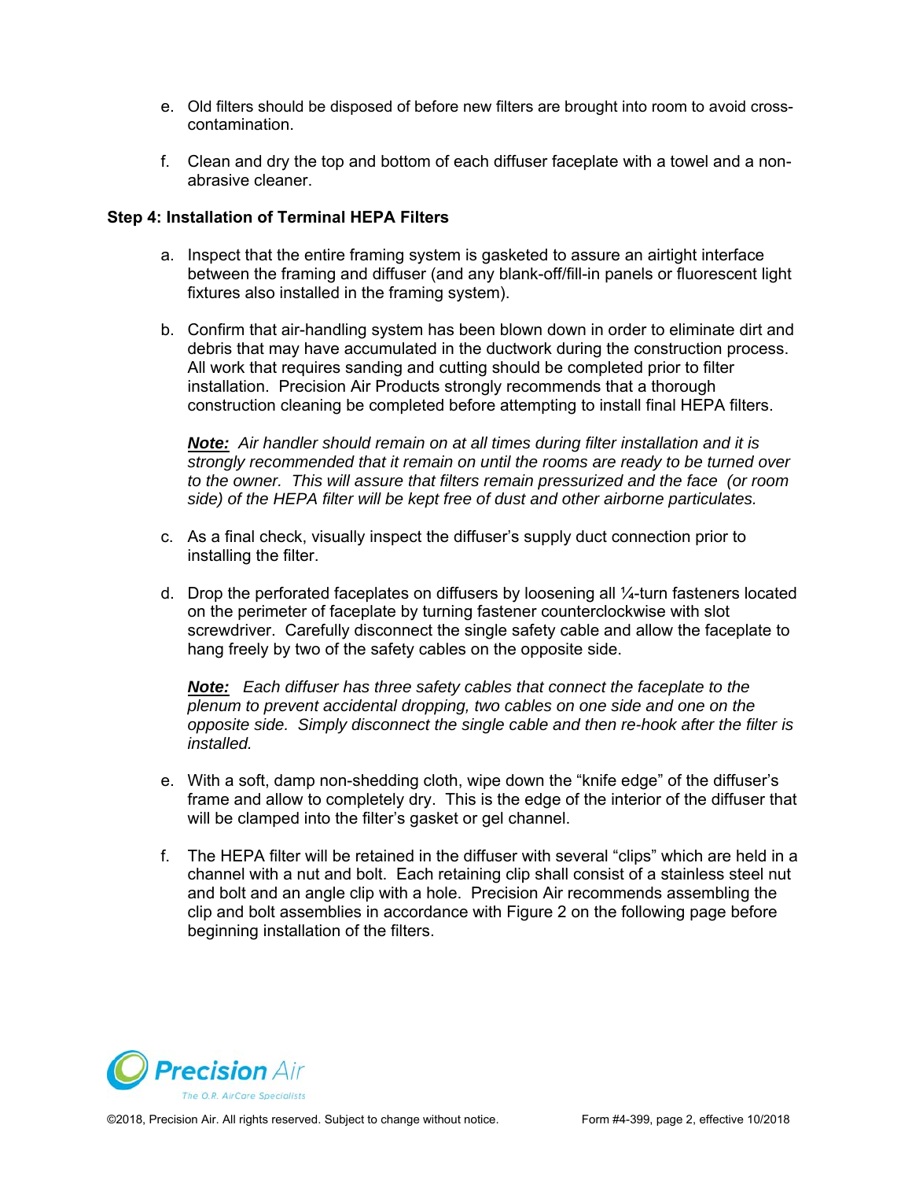e. Old filters should be disposed of before new filters are brought into room to avoid cross-contamination.

f. Clean and dry the top and bottom of each diffuser faceplate with a towel and a non-abrasive cleaner.

**Step 4: Installation of Terminal HEPA Filters**

a. Inspect that the entire framing system is gasketed to assure an airtight interface between the framing and diffuser (and any blank-off/fill-in panels or fluorescent light fixtures also installed in the framing system).

b. Confirm that air-handling system has been blown down in order to eliminate dirt and debris that may have accumulated in the ductwork during the construction process. All work that requires sanding and cutting should be completed prior to filter installation. Precision Air Products strongly recommends that a thorough construction cleaning be completed before attempting to install final HEPA filters.

   ***Note:*** *Air handler should remain on at all times during filter installation and it is strongly recommended that it remain on until the rooms are ready to be turned over to the owner. This will assure that filters remain pressurized and the face (or room side) of the HEPA filter will be kept free of dust and other airborne particulates.*

c. As a final check, visually inspect the diffuser's supply duct connection prior to installing the filter.

d. Drop the perforated faceplates on diffusers by loosening all ¼-turn fasteners located on the perimeter of faceplate by turning fastener counterclockwise with slot screwdriver. Carefully disconnect the single safety cable and allow the faceplate to hang freely by two of the safety cables on the opposite side.

   ***Note:*** *Each diffuser has three safety cables that connect the faceplate to the plenum to prevent accidental dropping, two cables on one side and one on the opposite side. Simply disconnect the single cable and then re-hook after the filter is installed.*

e. With a soft, damp non-shedding cloth, wipe down the "knife edge" of the diffuser's frame and allow to completely dry. This is the edge of the interior of the diffuser that will be clamped into the filter's gasket or gel channel.

f. The HEPA filter will be retained in the diffuser with several "clips" which are held in a channel with a nut and bolt. Each retaining clip shall consist of a stainless steel nut and bolt and an angle clip with a hole. Precision Air recommends assembling the clip and bolt assemblies in accordance with Figure 2 on the following page before beginning installation of the filters.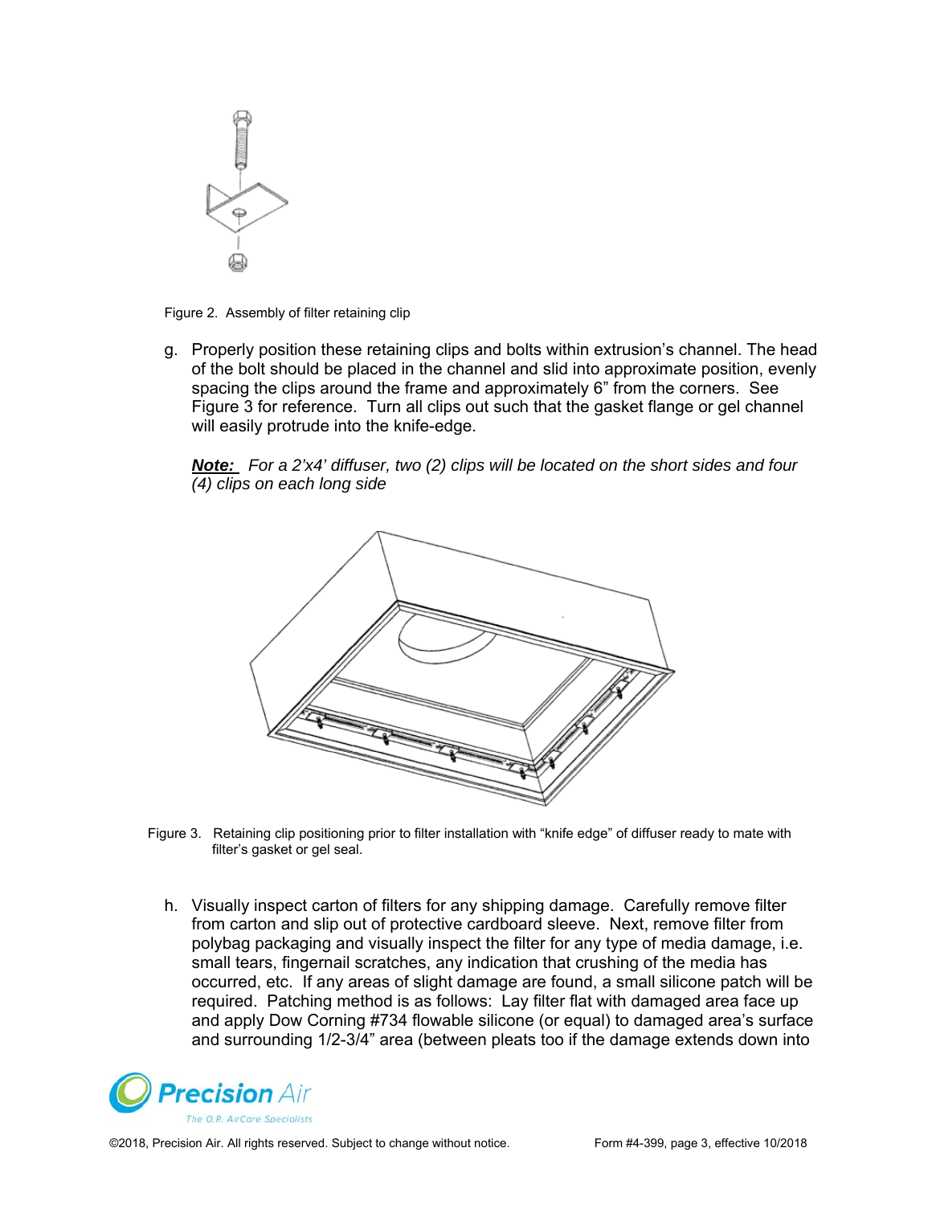Figure 2. Assembly of filter retaining clip

g. Properly position these retaining clips and bolts within extrusion's channel. The head of the bolt should be placed in the channel and slid into approximate position, evenly spacing the clips around the frame and approximately 6" from the corners. See Figure 3 for reference. Turn all clips out such that the gasket flange or gel channel will easily protrude into the knife-edge.

   ***Note:*** *For a 2'x4' diffuser, two (2) clips will be located on the short sides and four (4) clips on each long side*

Figure 3. Retaining clip positioning prior to filter installation with "knife edge" of diffuser ready to mate with filter's gasket or gel seal.

h. Visually inspect carton of filters for any shipping damage. Carefully remove filter from carton and slip out of protective cardboard sleeve. Next, remove filter from polybag packaging and visually inspect the filter for any type of media damage, i.e. small tears, fingernail scratches, any indication that crushing of the media has occurred, etc. If any areas of slight damage are found, a small silicone patch will be required. Patching method is as follows: Lay filter flat with damaged area face up and apply Dow Corning #734 flowable silicone (or equal) to damaged area's surface and surrounding 1/2-3/4" area (between pleats too if the damage extends down into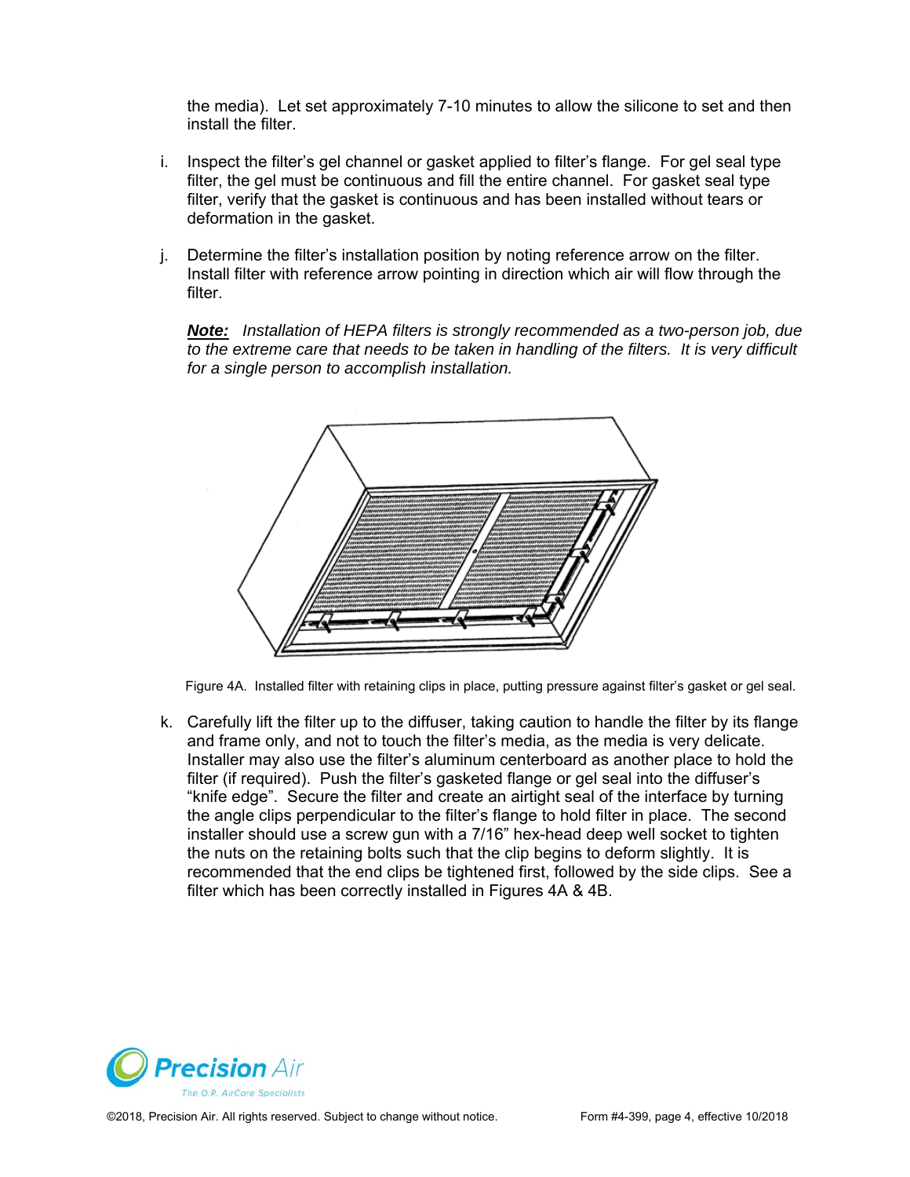the media). Let set approximately 7-10 minutes to allow the silicone to set and then install the filter.

i. Inspect the filter's gel channel or gasket applied to filter's flange. For gel seal type filter, the gel must be continuous and fill the entire channel. For gasket seal type filter, verify that the gasket is continuous and has been installed without tears or deformation in the gasket.

j. Determine the filter's installation position by noting reference arrow on the filter. Install filter with reference arrow pointing in direction which air will flow through the filter.

   ***Note:*** *Installation of HEPA filters is strongly recommended as a two-person job, due to the extreme care that needs to be taken in handling of the filters. It is very difficult for a single person to accomplish installation.*

Figure 4A. Installed filter with retaining clips in place, putting pressure against filter's gasket or gel seal.

k. Carefully lift the filter up to the diffuser, taking caution to handle the filter by its flange and frame only, and not to touch the filter's media, as the media is very delicate. Installer may also use the filter's aluminum centerboard as another place to hold the filter (if required). Push the filter's gasketed flange or gel seal into the diffuser's "knife edge". Secure the filter and create an airtight seal of the interface by turning the angle clips perpendicular to the filter's flange to hold filter in place. The second installer should use a screw gun with a 7/16" hex-head deep well socket to tighten the nuts on the retaining bolts such that the clip begins to deform slightly. It is recommended that the end clips be tightened first, followed by the side clips. See a filter which has been correctly installed in Figures 4A & 4B.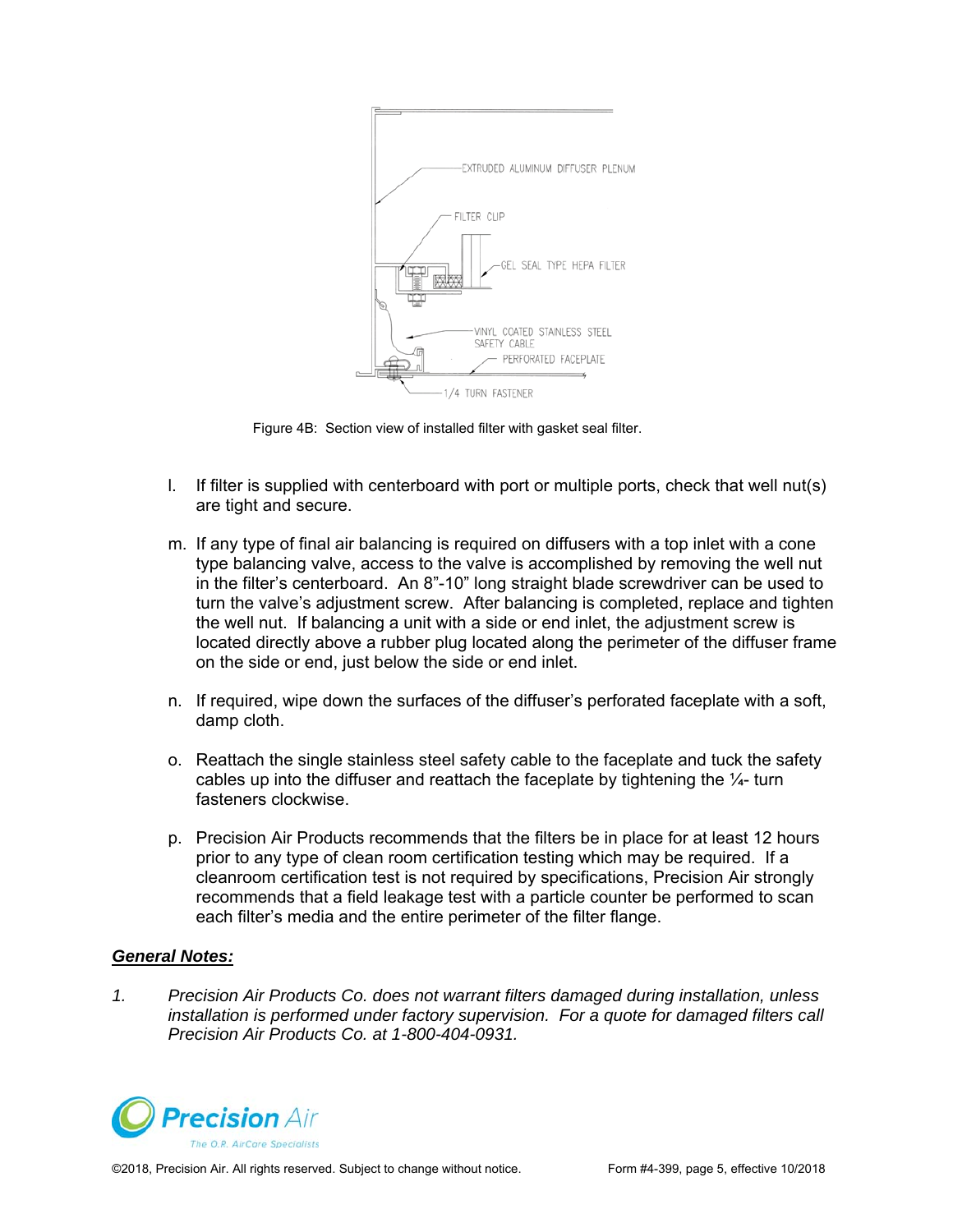Figure 4B: Section view of installed filter with gasket seal filter.

l. If filter is supplied with centerboard with port or multiple ports, check that well nut(s) are tight and secure.

m. If any type of final air balancing is required on diffusers with a top inlet with a cone type balancing valve, access to the valve is accomplished by removing the well nut in the filter's centerboard. An 8"-10" long straight blade screwdriver can be used to turn the valve's adjustment screw. After balancing is completed, replace and tighten the well nut. If balancing a unit with a side or end inlet, the adjustment screw is located directly above a rubber plug located along the perimeter of the diffuser frame on the side or end, just below the side or end inlet.

n. If required, wipe down the surfaces of the diffuser's perforated faceplate with a soft, damp cloth.

o. Reattach the single stainless steel safety cable to the faceplate and tuck the safety cables up into the diffuser and reattach the faceplate by tightening the ¼- turn fasteners clockwise.

p. Precision Air Products recommends that the filters be in place for at least 12 hours prior to any type of clean room certification testing which may be required. If a cleanroom certification test is not required by specifications, Precision Air strongly recommends that a field leakage test with a particle counter be performed to scan each filter's media and the entire perimeter of the filter flange.

***General Notes:***

1. *Precision Air Products Co. does not warrant filters damaged during installation, unless installation is performed under factory supervision. For a quote for damaged filters call Precision Air Products Co. at 1-800-404-0931.*

©2018, Precision Air. All rights reserved. Subject to change without notice.

Form #4-399, page 5, effective 10/2018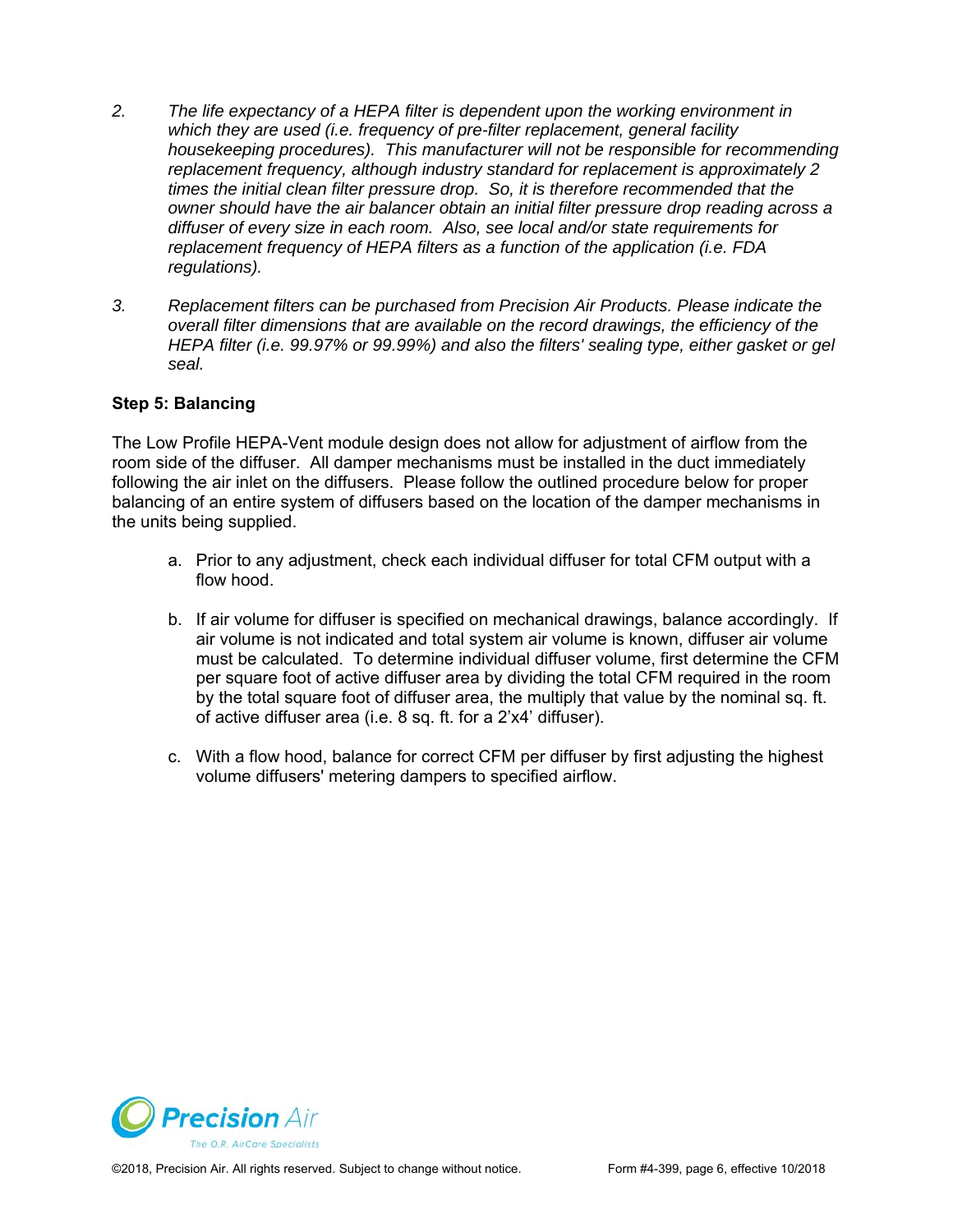2. *The life expectancy of a HEPA filter is dependent upon the working environment in which they are used (i.e. frequency of pre-filter replacement, general facility housekeeping procedures). This manufacturer will not be responsible for recommending replacement frequency, although industry standard for replacement is approximately 2 times the initial clean filter pressure drop. So, it is therefore recommended that the owner should have the air balancer obtain an initial filter pressure drop reading across a diffuser of every size in each room. Also, see local and/or state requirements for replacement frequency of HEPA filters as a function of the application (i.e. FDA regulations).*

3. *Replacement filters can be purchased from Precision Air Products. Please indicate the overall filter dimensions that are available on the record drawings, the efficiency of the HEPA filter (i.e. 99.97% or 99.99%) and also the filters' sealing type, either gasket or gel seal.*

**Step 5: Balancing**

The Low Profile HEPA-Vent module design does not allow for adjustment of airflow from the room side of the diffuser. All damper mechanisms must be installed in the duct immediately following the air inlet on the diffusers. Please follow the outlined procedure below for proper balancing of an entire system of diffusers based on the location of the damper mechanisms in the units being supplied.

a. Prior to any adjustment, check each individual diffuser for total CFM output with a flow hood.

b. If air volume for diffuser is specified on mechanical drawings, balance accordingly. If air volume is not indicated and total system air volume is known, diffuser air volume must be calculated. To determine individual diffuser volume, first determine the CFM per square foot of active diffuser area by dividing the total CFM required in the room by the total square foot of diffuser area, the multiply that value by the nominal sq. ft. of active diffuser area (i.e. 8 sq. ft. for a 2'x4' diffuser).

c. With a flow hood, balance for correct CFM per diffuser by first adjusting the highest volume diffusers' metering dampers to specified airflow.

©2018, Precision Air. All rights reserved. Subject to change without notice. Form #4-399, page 6, effective 10/2018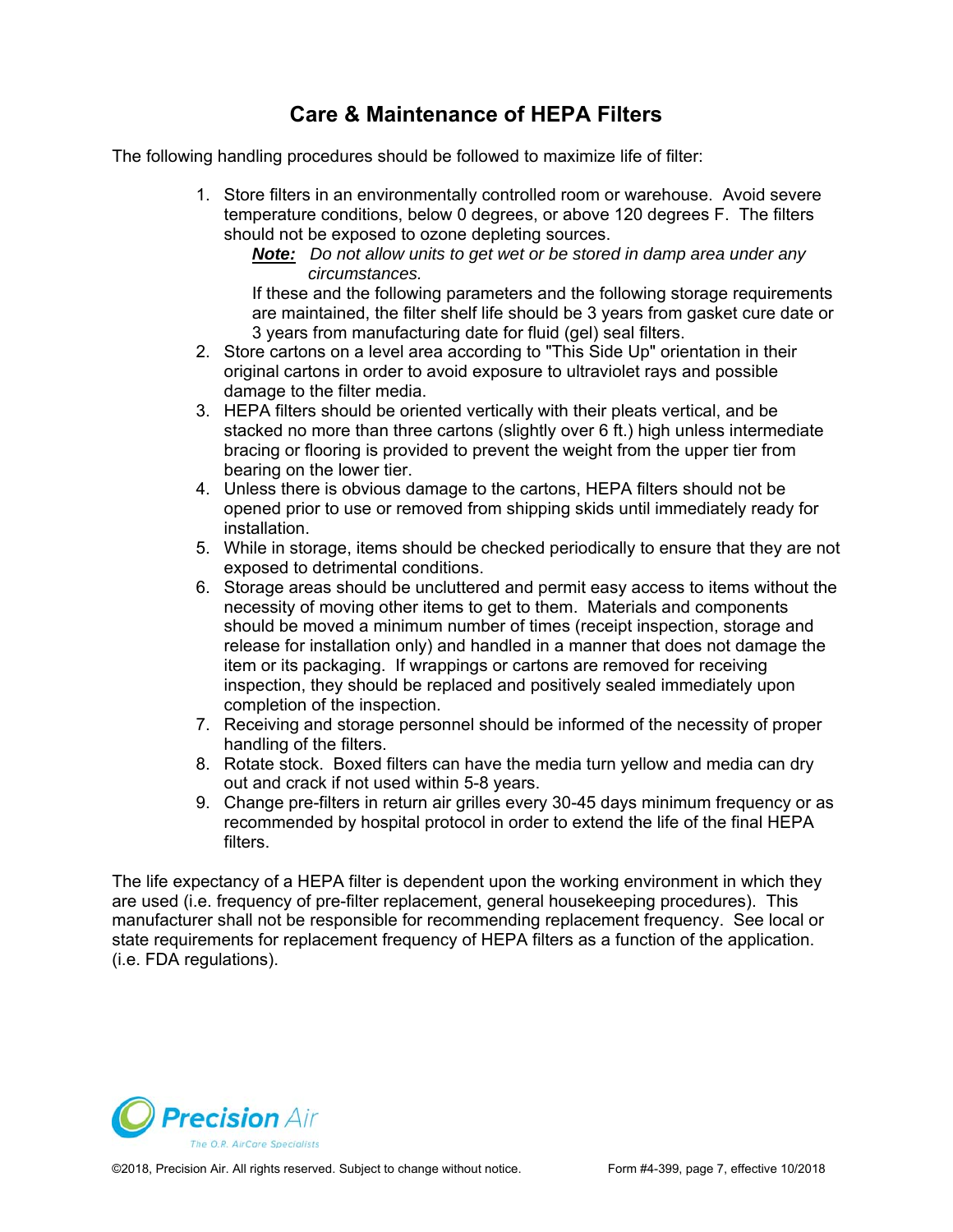# Care & Maintenance of HEPA Filters

The following handling procedures should be followed to maximize life of filter:

1. Store filters in an environmentally controlled room or warehouse. Avoid severe temperature conditions, below 0 degrees, or above 120 degrees F. The filters should not be exposed to ozone depleting sources.

   ***Note:*** *Do not allow units to get wet or be stored in damp area under any circumstances.*

   If these and the following parameters and the following storage requirements are maintained, the filter shelf life should be 3 years from gasket cure date or 3 years from manufacturing date for fluid (gel) seal filters.
2. Store cartons on a level area according to "This Side Up" orientation in their original cartons in order to avoid exposure to ultraviolet rays and possible damage to the filter media.
3. HEPA filters should be oriented vertically with their pleats vertical, and be stacked no more than three cartons (slightly over 6 ft.) high unless intermediate bracing or flooring is provided to prevent the weight from the upper tier from bearing on the lower tier.
4. Unless there is obvious damage to the cartons, HEPA filters should not be opened prior to use or removed from shipping skids until immediately ready for installation.
5. While in storage, items should be checked periodically to ensure that they are not exposed to detrimental conditions.
6. Storage areas should be uncluttered and permit easy access to items without the necessity of moving other items to get to them. Materials and components should be moved a minimum number of times (receipt inspection, storage and release for installation only) and handled in a manner that does not damage the item or its packaging. If wrappings or cartons are removed for receiving inspection, they should be replaced and positively sealed immediately upon completion of the inspection.
7. Receiving and storage personnel should be informed of the necessity of proper handling of the filters.
8. Rotate stock. Boxed filters can have the media turn yellow and media can dry out and crack if not used within 5-8 years.
9. Change pre-filters in return air grilles every 30-45 days minimum frequency or as recommended by hospital protocol in order to extend the life of the final HEPA filters.

The life expectancy of a HEPA filter is dependent upon the working environment in which they are used (i.e. frequency of pre-filter replacement, general housekeeping procedures). This manufacturer shall not be responsible for recommending replacement frequency. See local or state requirements for replacement frequency of HEPA filters as a function of the application. (i.e. FDA regulations).

Precision Air
The O.R. AirCare Specialists

©2018, Precision Air. All rights reserved. Subject to change without notice. Form #4-399, page 7, effective 10/2018